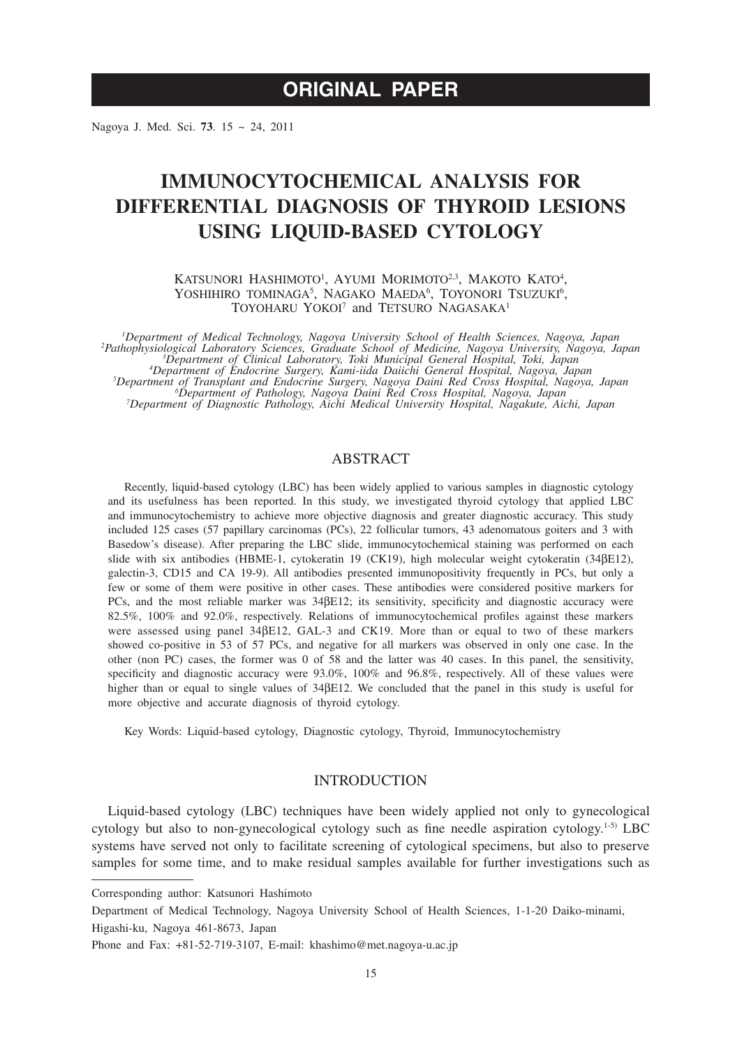# ORIGINAL PAPER

# IMMUNOCYTOCHEMICAL ANALYSIS FOR DIFFERENTIAL DIAGNOSIS OF THYROID LESIONS USING LIQUID-BASED CYTOLOGY

KATSUNORI HASHIMOTO[1], AYUMI MORIMOTO[2,3], MAKOTO KATO[4], YOSHIHIRO TOMINAGA[5], NAGAKO MAEDA[6], TOYONORI TSUZUKI[6], TOYOHARU YOKOI[7] and TETSURO NAGASAKA[1]

[1]*Department of Medical Technology, Nagoya University School of Health Sciences, Nagoya, Japan*
[2]*Pathophysiological Laboratory Sciences, Graduate School of Medicine, Nagoya University, Nagoya, Japan*
[3]*Department of Clinical Laboratory, Toki Municipal General Hospital, Toki, Japan*
[4]*Department of Endocrine Surgery, Kami-iida Daiichi General Hospital, Nagoya, Japan*
[5]*Department of Transplant and Endocrine Surgery, Nagoya Daini Red Cross Hospital, Nagoya, Japan*
[6]*Department of Pathology, Nagoya Daini Red Cross Hospital, Nagoya, Japan*
[7]*Department of Diagnostic Pathology, Aichi Medical University Hospital, Nagakute, Aichi, Japan*

## ABSTRACT

Recently, liquid-based cytology (LBC) has been widely applied to various samples in diagnostic cytology and its usefulness has been reported. In this study, we investigated thyroid cytology that applied LBC and immunocytochemistry to achieve more objective diagnosis and greater diagnostic accuracy. This study included 125 cases (57 papillary carcinomas (PCs), 22 follicular tumors, 43 adenomatous goiters and 3 with Basedow's disease). After preparing the LBC slide, immunocytochemical staining was performed on each slide with six antibodies (HBME-1, cytokeratin 19 (CK19), high molecular weight cytokeratin (34βE12), galectin-3, CD15 and CA 19-9). All antibodies presented immunopositivity frequently in PCs, but only a few or some of them were positive in other cases. These antibodies were considered positive markers for PCs, and the most reliable marker was 34βE12; its sensitivity, specificity and diagnostic accuracy were 82.5%, 100% and 92.0%, respectively. Relations of immunocytochemical profiles against these markers were assessed using panel 34βE12, GAL-3 and CK19. More than or equal to two of these markers showed co-positive in 53 of 57 PCs, and negative for all markers was observed in only one case. In the other (non PC) cases, the former was 0 of 58 and the latter was 40 cases. In this panel, the sensitivity, specificity and diagnostic accuracy were 93.0%, 100% and 96.8%, respectively. All of these values were higher than or equal to single values of 34βE12. We concluded that the panel in this study is useful for more objective and accurate diagnosis of thyroid cytology.

Key Words: Liquid-based cytology, Diagnostic cytology, Thyroid, Immunocytochemistry

## INTRODUCTION

Liquid-based cytology (LBC) techniques have been widely applied not only to gynecological cytology but also to non-gynecological cytology such as fine needle aspiration cytology.[1-5] LBC systems have served not only to facilitate screening of cytological specimens, but also to preserve samples for some time, and to make residual samples available for further investigations such as

---

Corresponding author: Katsunori Hashimoto

Department of Medical Technology, Nagoya University School of Health Sciences, 1-1-20 Daiko-minami, Higashi-ku, Nagoya 461-8673, Japan

Phone and Fax: +81-52-719-3107, E-mail: khashimo@met.nagoya-u.ac.jp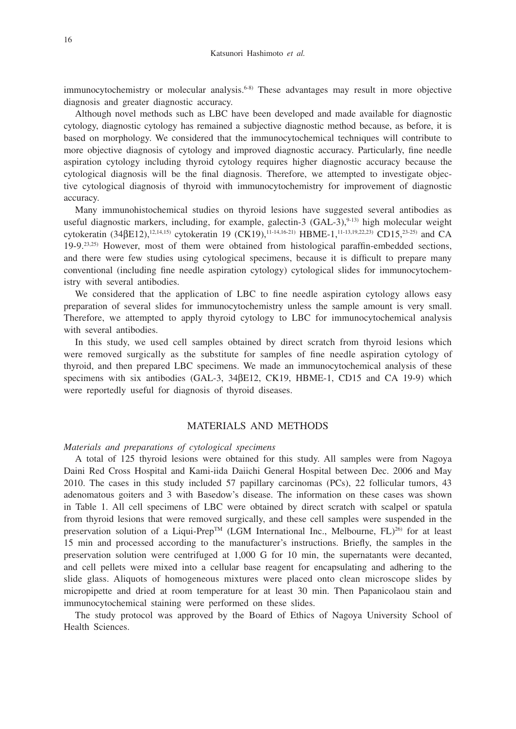immunocytochemistry or molecular analysis.[6-8] These advantages may result in more objective diagnosis and greater diagnostic accuracy.

Although novel methods such as LBC have been developed and made available for diagnostic cytology, diagnostic cytology has remained a subjective diagnostic method because, as before, it is based on morphology. We considered that the immunocytochemical techniques will contribute to more objective diagnosis of cytology and improved diagnostic accuracy. Particularly, fine needle aspiration cytology including thyroid cytology requires higher diagnostic accuracy because the cytological diagnosis will be the final diagnosis. Therefore, we attempted to investigate objective cytological diagnosis of thyroid with immunocytochemistry for improvement of diagnostic accuracy.

Many immunohistochemical studies on thyroid lesions have suggested several antibodies as useful diagnostic markers, including, for example, galectin-3 (GAL-3),[9-13] high molecular weight cytokeratin (34βE12),[12,14,15] cytokeratin 19 (CK19),[11-14,16-21] HBME-1,[11-13,19,22,23] CD15,[23-25] and CA 19-9.[23,25] However, most of them were obtained from histological paraffin-embedded sections, and there were few studies using cytological specimens, because it is difficult to prepare many conventional (including fine needle aspiration cytology) cytological slides for immunocytochemistry with several antibodies.

We considered that the application of LBC to fine needle aspiration cytology allows easy preparation of several slides for immunocytochemistry unless the sample amount is very small. Therefore, we attempted to apply thyroid cytology to LBC for immunocytochemical analysis with several antibodies.

In this study, we used cell samples obtained by direct scratch from thyroid lesions which were removed surgically as the substitute for samples of fine needle aspiration cytology of thyroid, and then prepared LBC specimens. We made an immunocytochemical analysis of these specimens with six antibodies (GAL-3, 34βE12, CK19, HBME-1, CD15 and CA 19-9) which were reportedly useful for diagnosis of thyroid diseases.

## MATERIALS AND METHODS

*Materials and preparations of cytological specimens*

A total of 125 thyroid lesions were obtained for this study. All samples were from Nagoya Daini Red Cross Hospital and Kami-iida Daiichi General Hospital between Dec. 2006 and May 2010. The cases in this study included 57 papillary carcinomas (PCs), 22 follicular tumors, 43 adenomatous goiters and 3 with Basedow's disease. The information on these cases was shown in Table 1. All cell specimens of LBC were obtained by direct scratch with scalpel or spatula from thyroid lesions that were removed surgically, and these cell samples were suspended in the preservation solution of a Liqui-Prep™ (LGM International Inc., Melbourne, FL)[26] for at least 15 min and processed according to the manufacturer's instructions. Briefly, the samples in the preservation solution were centrifuged at 1,000 G for 10 min, the supernatants were decanted, and cell pellets were mixed into a cellular base reagent for encapsulating and adhering to the slide glass. Aliquots of homogeneous mixtures were placed onto clean microscope slides by micropipette and dried at room temperature for at least 30 min. Then Papanicolaou stain and immunocytochemical staining were performed on these slides.

The study protocol was approved by the Board of Ethics of Nagoya University School of Health Sciences.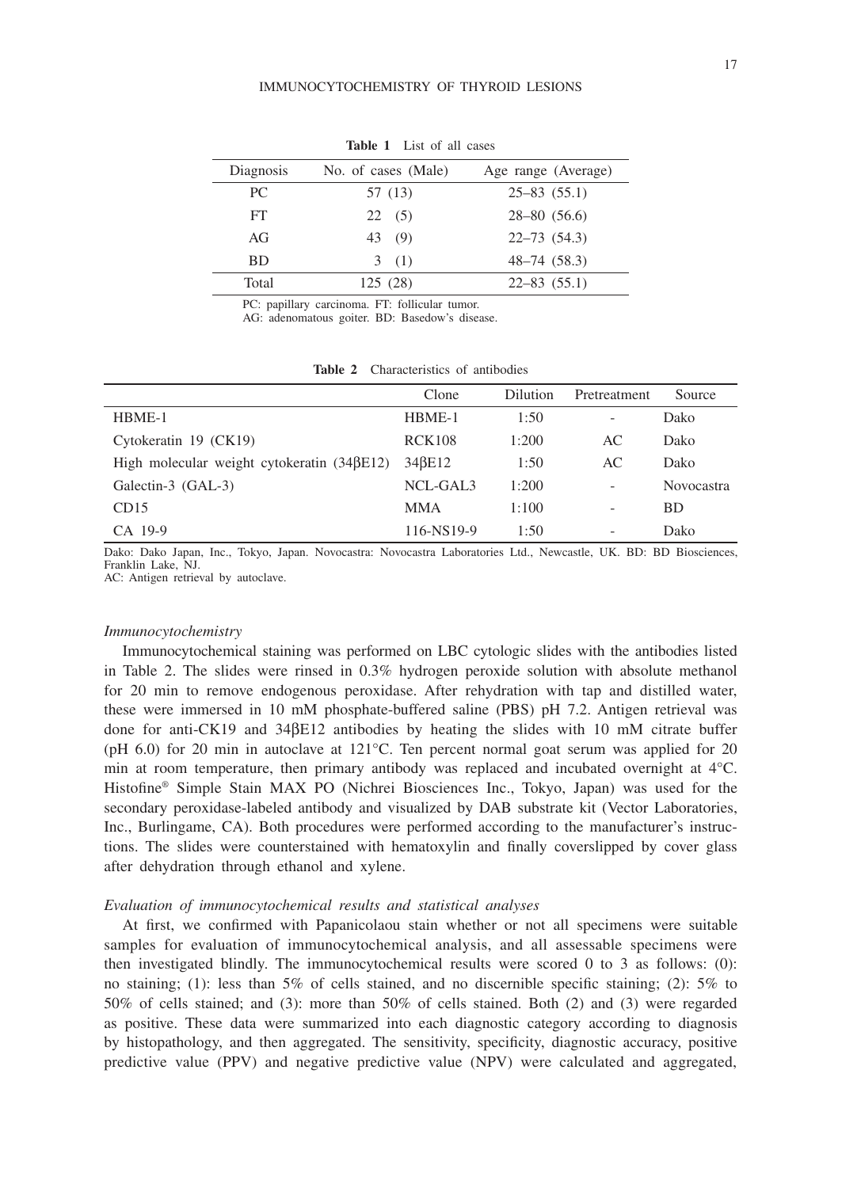**Table 1** List of all cases

| Diagnosis | No. of cases (Male) | Age range (Average) |
|---|---|---|
| PC | 57 (13) | 25–83 (55.1) |
| FT | 22 (5) | 28–80 (56.6) |
| AG | 43 (9) | 22–73 (54.3) |
| BD | 3 (1) | 48–74 (58.3) |
| Total | 125 (28) | 22–83 (55.1) |

PC: papillary carcinoma. FT: follicular tumor.
AG: adenomatous goiter. BD: Basedow's disease.

**Table 2** Characteristics of antibodies

| | Clone | Dilution | Pretreatment | Source |
|---|---|---|---|---|
| HBME-1 | HBME-1 | 1:50 | - | Dako |
| Cytokeratin 19 (CK19) | RCK108 | 1:200 | AC | Dako |
| High molecular weight cytokeratin (34βE12) | 34βE12 | 1:50 | AC | Dako |
| Galectin-3 (GAL-3) | NCL-GAL3 | 1:200 | - | Novocastra |
| CD15 | MMA | 1:100 | - | BD |
| CA 19-9 | 116-NS19-9 | 1:50 | - | Dako |

Dako: Dako Japan, Inc., Tokyo, Japan. Novocastra: Novocastra Laboratories Ltd., Newcastle, UK. BD: BD Biosciences, Franklin Lake, NJ.
AC: Antigen retrieval by autoclave.

*Immunocytochemistry*

Immunocytochemical staining was performed on LBC cytologic slides with the antibodies listed in Table 2. The slides were rinsed in 0.3% hydrogen peroxide solution with absolute methanol for 20 min to remove endogenous peroxidase. After rehydration with tap and distilled water, these were immersed in 10 mM phosphate-buffered saline (PBS) pH 7.2. Antigen retrieval was done for anti-CK19 and 34βE12 antibodies by heating the slides with 10 mM citrate buffer (pH 6.0) for 20 min in autoclave at 121°C. Ten percent normal goat serum was applied for 20 min at room temperature, then primary antibody was replaced and incubated overnight at 4°C. Histofine® Simple Stain MAX PO (Nichrei Biosciences Inc., Tokyo, Japan) was used for the secondary peroxidase-labeled antibody and visualized by DAB substrate kit (Vector Laboratories, Inc., Burlingame, CA). Both procedures were performed according to the manufacturer's instructions. The slides were counterstained with hematoxylin and finally coverslipped by cover glass after dehydration through ethanol and xylene.

*Evaluation of immunocytochemical results and statistical analyses*

At first, we confirmed with Papanicolaou stain whether or not all specimens were suitable samples for evaluation of immunocytochemical analysis, and all assessable specimens were then investigated blindly. The immunocytochemical results were scored 0 to 3 as follows: (0): no staining; (1): less than 5% of cells stained, and no discernible specific staining; (2): 5% to 50% of cells stained; and (3): more than 50% of cells stained. Both (2) and (3) were regarded as positive. These data were summarized into each diagnostic category according to diagnosis by histopathology, and then aggregated. The sensitivity, specificity, diagnostic accuracy, positive predictive value (PPV) and negative predictive value (NPV) were calculated and aggregated,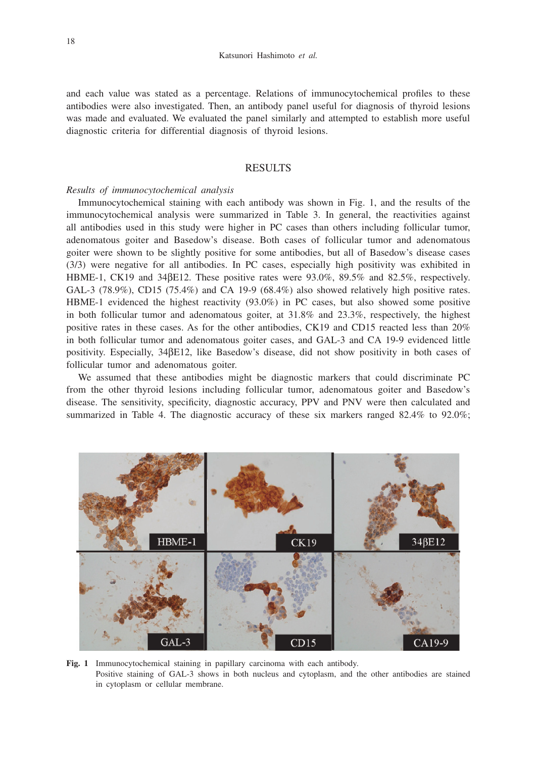and each value was stated as a percentage. Relations of immunocytochemical profiles to these antibodies were also investigated. Then, an antibody panel useful for diagnosis of thyroid lesions was made and evaluated. We evaluated the panel similarly and attempted to establish more useful diagnostic criteria for differential diagnosis of thyroid lesions.

## RESULTS

*Results of immunocytochemical analysis*

Immunocytochemical staining with each antibody was shown in Fig. 1, and the results of the immunocytochemical analysis were summarized in Table 3. In general, the reactivities against all antibodies used in this study were higher in PC cases than others including follicular tumor, adenomatous goiter and Basedow's disease. Both cases of follicular tumor and adenomatous goiter were shown to be slightly positive for some antibodies, but all of Basedow's disease cases (3/3) were negative for all antibodies. In PC cases, especially high positivity was exhibited in HBME-1, CK19 and 34βE12. These positive rates were 93.0%, 89.5% and 82.5%, respectively. GAL-3 (78.9%), CD15 (75.4%) and CA 19-9 (68.4%) also showed relatively high positive rates. HBME-1 evidenced the highest reactivity (93.0%) in PC cases, but also showed some positive in both follicular tumor and adenomatous goiter, at 31.8% and 23.3%, respectively, the highest positive rates in these cases. As for the other antibodies, CK19 and CD15 reacted less than 20% in both follicular tumor and adenomatous goiter cases, and GAL-3 and CA 19-9 evidenced little positivity. Especially, 34βE12, like Basedow's disease, did not show positivity in both cases of follicular tumor and adenomatous goiter.

We assumed that these antibodies might be diagnostic markers that could discriminate PC from the other thyroid lesions including follicular tumor, adenomatous goiter and Basedow's disease. The sensitivity, specificity, diagnostic accuracy, PPV and PNV were then calculated and summarized in Table 4. The diagnostic accuracy of these six markers ranged 82.4% to 92.0%;

HBME-1
CK19
34βE12
GAL-3
CD15
CA19-9

**Fig. 1** Immunocytochemical staining in papillary carcinoma with each antibody.
Positive staining of GAL-3 shows in both nucleus and cytoplasm, and the other antibodies are stained in cytoplasm or cellular membrane.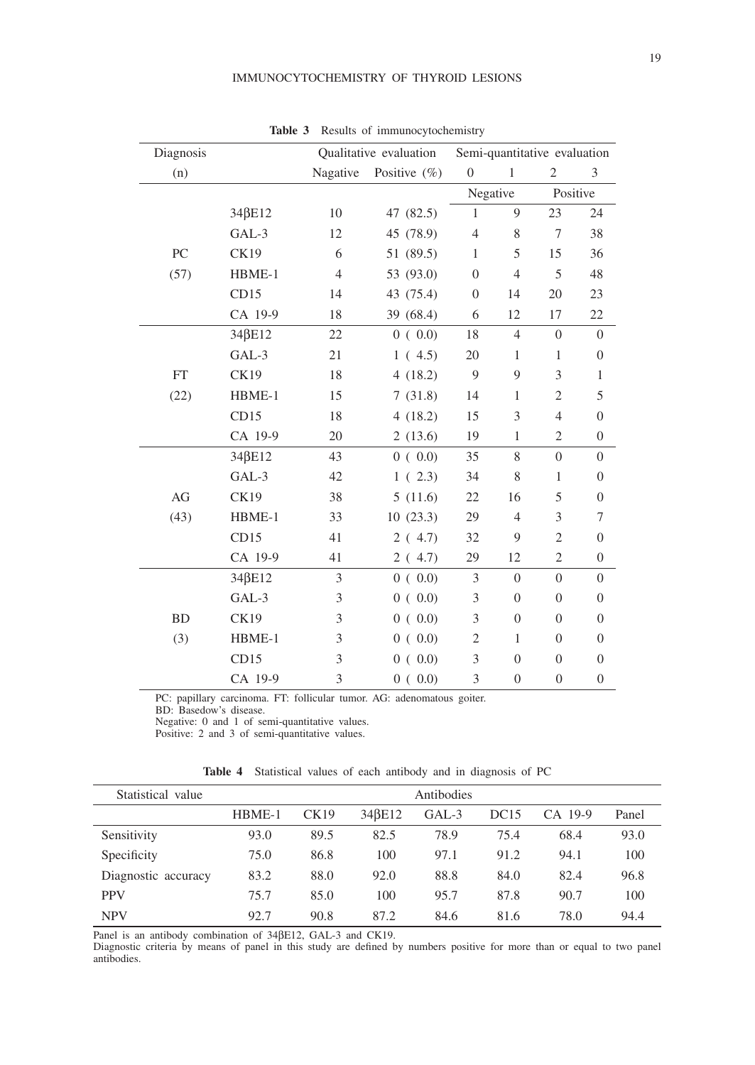**Table 3** Results of immunocytochemistry

| Diagnosis (n) | | Qualitative evaluation | | Semi-quantitative evaluation | | | |
|---|---|---|---|---|---|---|---|
| | | Nagative | Positive (%) | 0 | 1 | 2 | 3 |
| | | | | Negative | | Positive | |
| PC (57) | 34βE12 | 10 | 47 (82.5) | 1 | 9 | 23 | 24 |
| | GAL-3 | 12 | 45 (78.9) | 4 | 8 | 7 | 38 |
| | CK19 | 6 | 51 (89.5) | 1 | 5 | 15 | 36 |
| | HBME-1 | 4 | 53 (93.0) | 0 | 4 | 5 | 48 |
| | CD15 | 14 | 43 (75.4) | 0 | 14 | 20 | 23 |
| | CA 19-9 | 18 | 39 (68.4) | 6 | 12 | 17 | 22 |
| FT (22) | 34βE12 | 22 | 0 ( 0.0) | 18 | 4 | 0 | 0 |
| | GAL-3 | 21 | 1 ( 4.5) | 20 | 1 | 1 | 0 |
| | CK19 | 18 | 4 (18.2) | 9 | 9 | 3 | 1 |
| | HBME-1 | 15 | 7 (31.8) | 14 | 1 | 2 | 5 |
| | CD15 | 18 | 4 (18.2) | 15 | 3 | 4 | 0 |
| | CA 19-9 | 20 | 2 (13.6) | 19 | 1 | 2 | 0 |
| AG (43) | 34βE12 | 43 | 0 ( 0.0) | 35 | 8 | 0 | 0 |
| | GAL-3 | 42 | 1 ( 2.3) | 34 | 8 | 1 | 0 |
| | CK19 | 38 | 5 (11.6) | 22 | 16 | 5 | 0 |
| | HBME-1 | 33 | 10 (23.3) | 29 | 4 | 3 | 7 |
| | CD15 | 41 | 2 ( 4.7) | 32 | 9 | 2 | 0 |
| | CA 19-9 | 41 | 2 ( 4.7) | 29 | 12 | 2 | 0 |
| BD (3) | 34βE12 | 3 | 0 ( 0.0) | 3 | 0 | 0 | 0 |
| | GAL-3 | 3 | 0 ( 0.0) | 3 | 0 | 0 | 0 |
| | CK19 | 3 | 0 ( 0.0) | 3 | 0 | 0 | 0 |
| | HBME-1 | 3 | 0 ( 0.0) | 2 | 1 | 0 | 0 |
| | CD15 | 3 | 0 ( 0.0) | 3 | 0 | 0 | 0 |
| | CA 19-9 | 3 | 0 ( 0.0) | 3 | 0 | 0 | 0 |

PC: papillary carcinoma. FT: follicular tumor. AG: adenomatous goiter.
BD: Basedow's disease.
Negative: 0 and 1 of semi-quantitative values.
Positive: 2 and 3 of semi-quantitative values.

**Table 4** Statistical values of each antibody and in diagnosis of PC

| Statistical value | Antibodies | | | | | | |
|---|---|---|---|---|---|---|---|
| | HBME-1 | CK19 | 34βE12 | GAL-3 | DC15 | CA 19-9 | Panel |
| Sensitivity | 93.0 | 89.5 | 82.5 | 78.9 | 75.4 | 68.4 | 93.0 |
| Specificity | 75.0 | 86.8 | 100 | 97.1 | 91.2 | 94.1 | 100 |
| Diagnostic accuracy | 83.2 | 88.0 | 92.0 | 88.8 | 84.0 | 82.4 | 96.8 |
| PPV | 75.7 | 85.0 | 100 | 95.7 | 87.8 | 90.7 | 100 |
| NPV | 92.7 | 90.8 | 87.2 | 84.6 | 81.6 | 78.0 | 94.4 |

Panel is an antibody combination of 34βE12, GAL-3 and CK19.
Diagnostic criteria by means of panel in this study are defined by numbers positive for more than or equal to two panel antibodies.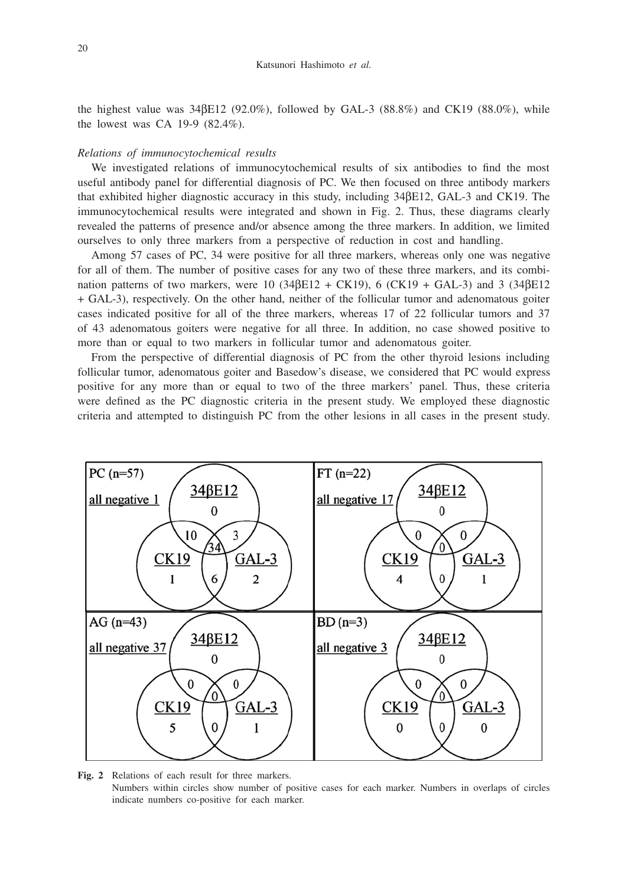the highest value was 34βE12 (92.0%), followed by GAL-3 (88.8%) and CK19 (88.0%), while the lowest was CA 19-9 (82.4%).

*Relations of immunocytochemical results*

We investigated relations of immunocytochemical results of six antibodies to find the most useful antibody panel for differential diagnosis of PC. We then focused on three antibody markers that exhibited higher diagnostic accuracy in this study, including 34βE12, GAL-3 and CK19. The immunocytochemical results were integrated and shown in Fig. 2. Thus, these diagrams clearly revealed the patterns of presence and/or absence among the three markers. In addition, we limited ourselves to only three markers from a perspective of reduction in cost and handling.

Among 57 cases of PC, 34 were positive for all three markers, whereas only one was negative for all of them. The number of positive cases for any two of these three markers, and its combination patterns of two markers, were 10 (34βE12 + CK19), 6 (CK19 + GAL-3) and 3 (34βE12 + GAL-3), respectively. On the other hand, neither of the follicular tumor and adenomatous goiter cases indicated positive for all of the three markers, whereas 17 of 22 follicular tumors and 37 of 43 adenomatous goiters were negative for all three. In addition, no case showed positive to more than or equal to two markers in follicular tumor and adenomatous goiter.

From the perspective of differential diagnosis of PC from the other thyroid lesions including follicular tumor, adenomatous goiter and Basedow's disease, we considered that PC would express positive for any more than or equal to two of the three markers' panel. Thus, these criteria were defined as the PC diagnostic criteria in the present study. We employed these diagnostic criteria and attempted to distinguish PC from the other lesions in all cases in the present study.

PC (n=57)
all negative 1
34βE12 0
10 3
34
CK19 1
6
GAL-3 2

FT (n=22)
all negative 17
34βE12 0
0 0
0
CK19 4
0
GAL-3 1

AG (n=43)
all negative 37
34βE12 0
0 0
0
CK19 5
0
GAL-3 1

BD (n=3)
all negative 3
34βE12 0
0 0
0
CK19 0
0
GAL-3 0

**Fig. 2** Relations of each result for three markers.
Numbers within circles show number of positive cases for each marker. Numbers in overlaps of circles indicate numbers co-positive for each marker.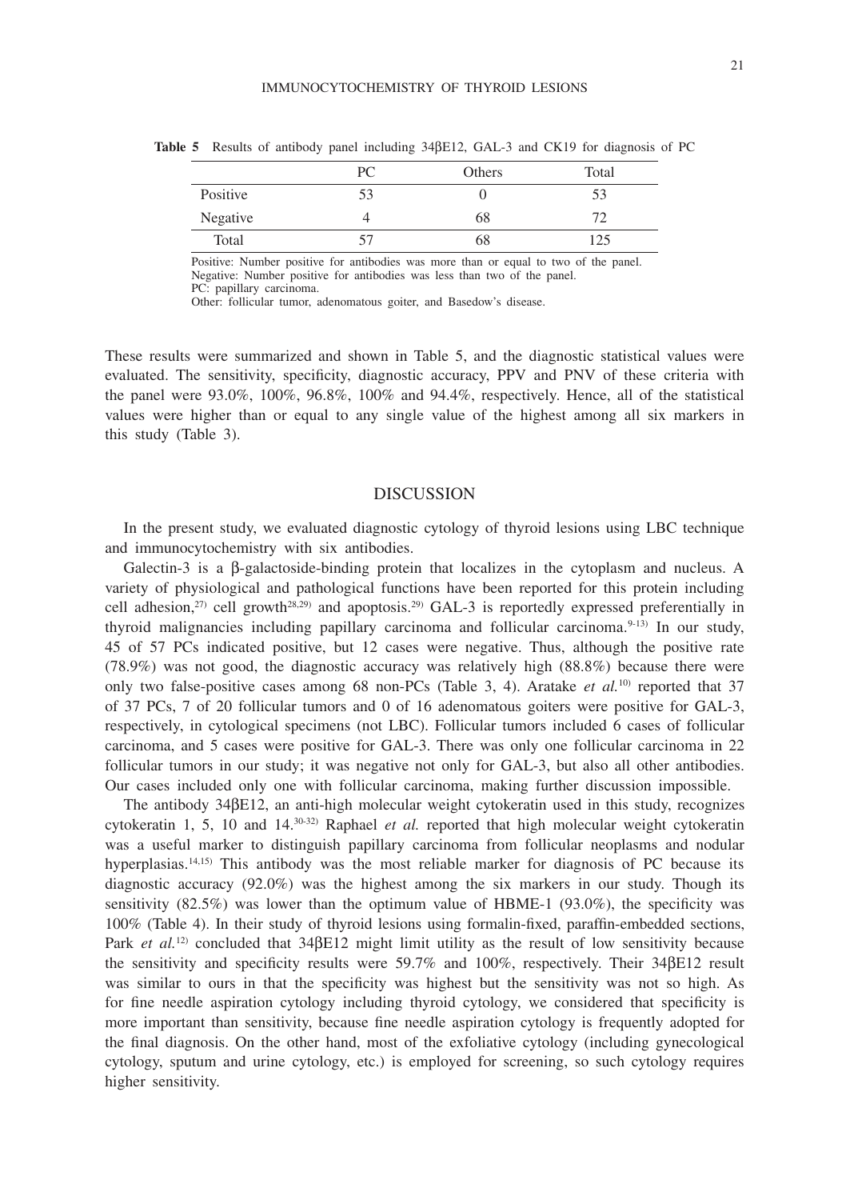**Table 5** Results of antibody panel including 34βE12, GAL-3 and CK19 for diagnosis of PC

| | PC | Others | Total |
|---|---|---|---|
| Positive | 53 | 0 | 53 |
| Negative | 4 | 68 | 72 |
| Total | 57 | 68 | 125 |

Positive: Number positive for antibodies was more than or equal to two of the panel.
Negative: Number positive for antibodies was less than two of the panel.
PC: papillary carcinoma.
Other: follicular tumor, adenomatous goiter, and Basedow's disease.

These results were summarized and shown in Table 5, and the diagnostic statistical values were evaluated. The sensitivity, specificity, diagnostic accuracy, PPV and PNV of these criteria with the panel were 93.0%, 100%, 96.8%, 100% and 94.4%, respectively. Hence, all of the statistical values were higher than or equal to any single value of the highest among all six markers in this study (Table 3).

## DISCUSSION

In the present study, we evaluated diagnostic cytology of thyroid lesions using LBC technique and immunocytochemistry with six antibodies.

Galectin-3 is a β-galactoside-binding protein that localizes in the cytoplasm and nucleus. A variety of physiological and pathological functions have been reported for this protein including cell adhesion,[27] cell growth[28,29] and apoptosis.[29] GAL-3 is reportedly expressed preferentially in thyroid malignancies including papillary carcinoma and follicular carcinoma.[9-13] In our study, 45 of 57 PCs indicated positive, but 12 cases were negative. Thus, although the positive rate (78.9%) was not good, the diagnostic accuracy was relatively high (88.8%) because there were only two false-positive cases among 68 non-PCs (Table 3, 4). Aratake *et al.*[10] reported that 37 of 37 PCs, 7 of 20 follicular tumors and 0 of 16 adenomatous goiters were positive for GAL-3, respectively, in cytological specimens (not LBC). Follicular tumors included 6 cases of follicular carcinoma, and 5 cases were positive for GAL-3. There was only one follicular carcinoma in 22 follicular tumors in our study; it was negative not only for GAL-3, but also all other antibodies. Our cases included only one with follicular carcinoma, making further discussion impossible.

The antibody 34βE12, an anti-high molecular weight cytokeratin used in this study, recognizes cytokeratin 1, 5, 10 and 14.[30-32] Raphael *et al.* reported that high molecular weight cytokeratin was a useful marker to distinguish papillary carcinoma from follicular neoplasms and nodular hyperplasias.[14,15] This antibody was the most reliable marker for diagnosis of PC because its diagnostic accuracy (92.0%) was the highest among the six markers in our study. Though its sensitivity (82.5%) was lower than the optimum value of HBME-1 (93.0%), the specificity was 100% (Table 4). In their study of thyroid lesions using formalin-fixed, paraffin-embedded sections, Park *et al.*[12] concluded that 34βE12 might limit utility as the result of low sensitivity because the sensitivity and specificity results were 59.7% and 100%, respectively. Their 34βE12 result was similar to ours in that the specificity was highest but the sensitivity was not so high. As for fine needle aspiration cytology including thyroid cytology, we considered that specificity is more important than sensitivity, because fine needle aspiration cytology is frequently adopted for the final diagnosis. On the other hand, most of the exfoliative cytology (including gynecological cytology, sputum and urine cytology, etc.) is employed for screening, so such cytology requires higher sensitivity.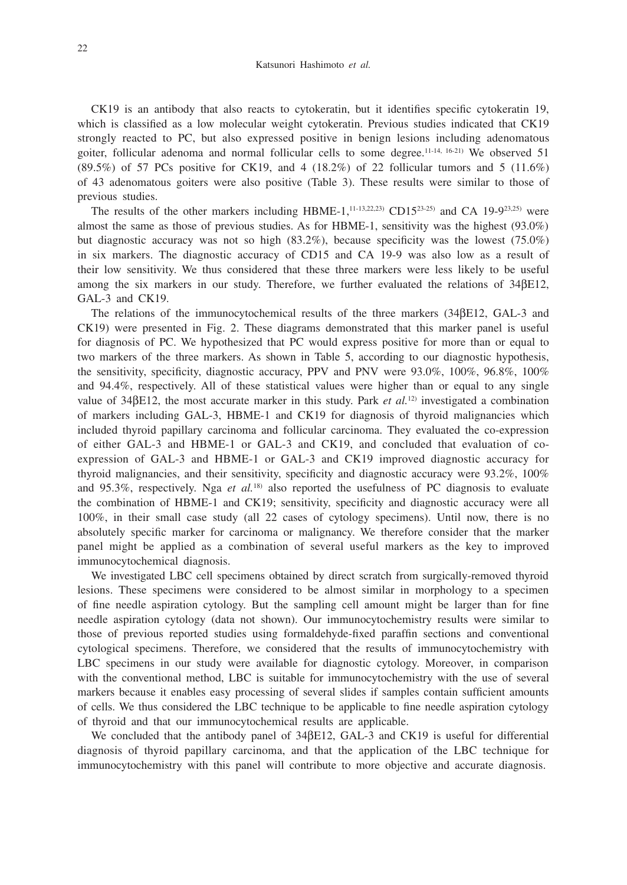CK19 is an antibody that also reacts to cytokeratin, but it identifies specific cytokeratin 19, which is classified as a low molecular weight cytokeratin. Previous studies indicated that CK19 strongly reacted to PC, but also expressed positive in benign lesions including adenomatous goiter, follicular adenoma and normal follicular cells to some degree.[11-14, 16-21] We observed 51 (89.5%) of 57 PCs positive for CK19, and 4 (18.2%) of 22 follicular tumors and 5 (11.6%) of 43 adenomatous goiters were also positive (Table 3). These results were similar to those of previous studies.

The results of the other markers including HBME-1,[11-13,22,23] CD15[23-25] and CA 19-9[23,25] were almost the same as those of previous studies. As for HBME-1, sensitivity was the highest (93.0%) but diagnostic accuracy was not so high (83.2%), because specificity was the lowest (75.0%) in six markers. The diagnostic accuracy of CD15 and CA 19-9 was also low as a result of their low sensitivity. We thus considered that these three markers were less likely to be useful among the six markers in our study. Therefore, we further evaluated the relations of 34βE12, GAL-3 and CK19.

The relations of the immunocytochemical results of the three markers (34βE12, GAL-3 and CK19) were presented in Fig. 2. These diagrams demonstrated that this marker panel is useful for diagnosis of PC. We hypothesized that PC would express positive for more than or equal to two markers of the three markers. As shown in Table 5, according to our diagnostic hypothesis, the sensitivity, specificity, diagnostic accuracy, PPV and PNV were 93.0%, 100%, 96.8%, 100% and 94.4%, respectively. All of these statistical values were higher than or equal to any single value of 34βE12, the most accurate marker in this study. Park *et al.*[12] investigated a combination of markers including GAL-3, HBME-1 and CK19 for diagnosis of thyroid malignancies which included thyroid papillary carcinoma and follicular carcinoma. They evaluated the co-expression of either GAL-3 and HBME-1 or GAL-3 and CK19, and concluded that evaluation of co-expression of GAL-3 and HBME-1 or GAL-3 and CK19 improved diagnostic accuracy for thyroid malignancies, and their sensitivity, specificity and diagnostic accuracy were 93.2%, 100% and 95.3%, respectively. Nga *et al.*[18] also reported the usefulness of PC diagnosis to evaluate the combination of HBME-1 and CK19; sensitivity, specificity and diagnostic accuracy were all 100%, in their small case study (all 22 cases of cytology specimens). Until now, there is no absolutely specific marker for carcinoma or malignancy. We therefore consider that the marker panel might be applied as a combination of several useful markers as the key to improved immunocytochemical diagnosis.

We investigated LBC cell specimens obtained by direct scratch from surgically-removed thyroid lesions. These specimens were considered to be almost similar in morphology to a specimen of fine needle aspiration cytology. But the sampling cell amount might be larger than for fine needle aspiration cytology (data not shown). Our immunocytochemistry results were similar to those of previous reported studies using formaldehyde-fixed paraffin sections and conventional cytological specimens. Therefore, we considered that the results of immunocytochemistry with LBC specimens in our study were available for diagnostic cytology. Moreover, in comparison with the conventional method, LBC is suitable for immunocytochemistry with the use of several markers because it enables easy processing of several slides if samples contain sufficient amounts of cells. We thus considered the LBC technique to be applicable to fine needle aspiration cytology of thyroid and that our immunocytochemical results are applicable.

We concluded that the antibody panel of 34βE12, GAL-3 and CK19 is useful for differential diagnosis of thyroid papillary carcinoma, and that the application of the LBC technique for immunocytochemistry with this panel will contribute to more objective and accurate diagnosis.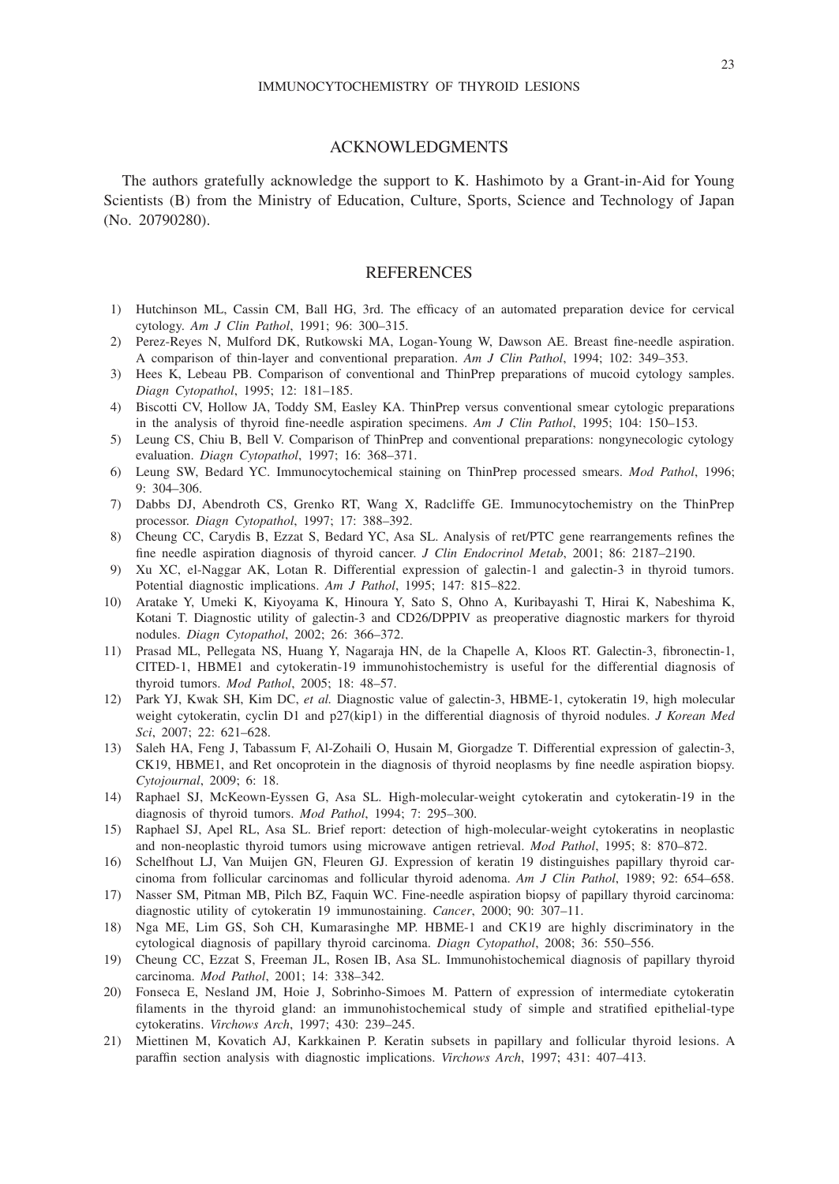## ACKNOWLEDGMENTS

The authors gratefully acknowledge the support to K. Hashimoto by a Grant-in-Aid for Young Scientists (B) from the Ministry of Education, Culture, Sports, Science and Technology of Japan (No. 20790280).

## REFERENCES

1) Hutchinson ML, Cassin CM, Ball HG, 3rd. The efficacy of an automated preparation device for cervical cytology. *Am J Clin Pathol*, 1991; 96: 300–315.
2) Perez-Reyes N, Mulford DK, Rutkowski MA, Logan-Young W, Dawson AE. Breast fine-needle aspiration. A comparison of thin-layer and conventional preparation. *Am J Clin Pathol*, 1994; 102: 349–353.
3) Hees K, Lebeau PB. Comparison of conventional and ThinPrep preparations of mucoid cytology samples. *Diagn Cytopathol*, 1995; 12: 181–185.
4) Biscotti CV, Hollow JA, Toddy SM, Easley KA. ThinPrep versus conventional smear cytologic preparations in the analysis of thyroid fine-needle aspiration specimens. *Am J Clin Pathol*, 1995; 104: 150–153.
5) Leung CS, Chiu B, Bell V. Comparison of ThinPrep and conventional preparations: nongynecologic cytology evaluation. *Diagn Cytopathol*, 1997; 16: 368–371.
6) Leung SW, Bedard YC. Immunocytochemical staining on ThinPrep processed smears. *Mod Pathol*, 1996; 9: 304–306.
7) Dabbs DJ, Abendroth CS, Grenko RT, Wang X, Radcliffe GE. Immunocytochemistry on the ThinPrep processor. *Diagn Cytopathol*, 1997; 17: 388–392.
8) Cheung CC, Carydis B, Ezzat S, Bedard YC, Asa SL. Analysis of ret/PTC gene rearrangements refines the fine needle aspiration diagnosis of thyroid cancer. *J Clin Endocrinol Metab*, 2001; 86: 2187–2190.
9) Xu XC, el-Naggar AK, Lotan R. Differential expression of galectin-1 and galectin-3 in thyroid tumors. Potential diagnostic implications. *Am J Pathol*, 1995; 147: 815–822.
10) Aratake Y, Umeki K, Kiyoyama K, Hinoura Y, Sato S, Ohno A, Kuribayashi T, Hirai K, Nabeshima K, Kotani T. Diagnostic utility of galectin-3 and CD26/DPPIV as preoperative diagnostic markers for thyroid nodules. *Diagn Cytopathol*, 2002; 26: 366–372.
11) Prasad ML, Pellegata NS, Huang Y, Nagaraja HN, de la Chapelle A, Kloos RT. Galectin-3, fibronectin-1, CITED-1, HBME1 and cytokeratin-19 immunohistochemistry is useful for the differential diagnosis of thyroid tumors. *Mod Pathol*, 2005; 18: 48–57.
12) Park YJ, Kwak SH, Kim DC, *et al.* Diagnostic value of galectin-3, HBME-1, cytokeratin 19, high molecular weight cytokeratin, cyclin D1 and p27(kip1) in the differential diagnosis of thyroid nodules. *J Korean Med Sci*, 2007; 22: 621–628.
13) Saleh HA, Feng J, Tabassum F, Al-Zohaili O, Husain M, Giorgadze T. Differential expression of galectin-3, CK19, HBME1, and Ret oncoprotein in the diagnosis of thyroid neoplasms by fine needle aspiration biopsy. *Cytojournal*, 2009; 6: 18.
14) Raphael SJ, McKeown-Eyssen G, Asa SL. High-molecular-weight cytokeratin and cytokeratin-19 in the diagnosis of thyroid tumors. *Mod Pathol*, 1994; 7: 295–300.
15) Raphael SJ, Apel RL, Asa SL. Brief report: detection of high-molecular-weight cytokeratins in neoplastic and non-neoplastic thyroid tumors using microwave antigen retrieval. *Mod Pathol*, 1995; 8: 870–872.
16) Schelfhout LJ, Van Muijen GN, Fleuren GJ. Expression of keratin 19 distinguishes papillary thyroid carcinoma from follicular carcinomas and follicular thyroid adenoma. *Am J Clin Pathol*, 1989; 92: 654–658.
17) Nasser SM, Pitman MB, Pilch BZ, Faquin WC. Fine-needle aspiration biopsy of papillary thyroid carcinoma: diagnostic utility of cytokeratin 19 immunostaining. *Cancer*, 2000; 90: 307–11.
18) Nga ME, Lim GS, Soh CH, Kumarasinghe MP. HBME-1 and CK19 are highly discriminatory in the cytological diagnosis of papillary thyroid carcinoma. *Diagn Cytopathol*, 2008; 36: 550–556.
19) Cheung CC, Ezzat S, Freeman JL, Rosen IB, Asa SL. Immunohistochemical diagnosis of papillary thyroid carcinoma. *Mod Pathol*, 2001; 14: 338–342.
20) Fonseca E, Nesland JM, Hoie J, Sobrinho-Simoes M. Pattern of expression of intermediate cytokeratin filaments in the thyroid gland: an immunohistochemical study of simple and stratified epithelial-type cytokeratins. *Virchows Arch*, 1997; 430: 239–245.
21) Miettinen M, Kovatich AJ, Karkkainen P. Keratin subsets in papillary and follicular thyroid lesions. A paraffin section analysis with diagnostic implications. *Virchows Arch*, 1997; 431: 407–413.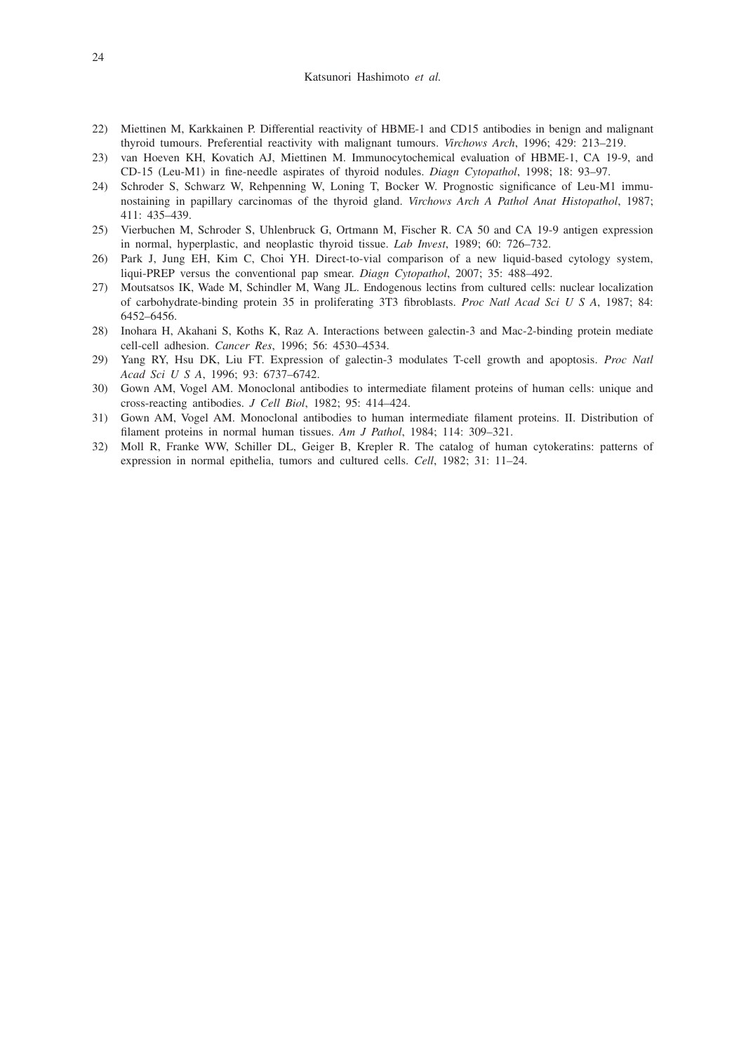22) Miettinen M, Karkkainen P. Differential reactivity of HBME-1 and CD15 antibodies in benign and malignant thyroid tumours. Preferential reactivity with malignant tumours. *Virchows Arch*, 1996; 429: 213–219.
23) van Hoeven KH, Kovatich AJ, Miettinen M. Immunocytochemical evaluation of HBME-1, CA 19-9, and CD-15 (Leu-M1) in fine-needle aspirates of thyroid nodules. *Diagn Cytopathol*, 1998; 18: 93–97.
24) Schroder S, Schwarz W, Rehpenning W, Loning T, Bocker W. Prognostic significance of Leu-M1 immunostaining in papillary carcinomas of the thyroid gland. *Virchows Arch A Pathol Anat Histopathol*, 1987; 411: 435–439.
25) Vierbuchen M, Schroder S, Uhlenbruck G, Ortmann M, Fischer R. CA 50 and CA 19-9 antigen expression in normal, hyperplastic, and neoplastic thyroid tissue. *Lab Invest*, 1989; 60: 726–732.
26) Park J, Jung EH, Kim C, Choi YH. Direct-to-vial comparison of a new liquid-based cytology system, liqui-PREP versus the conventional pap smear. *Diagn Cytopathol*, 2007; 35: 488–492.
27) Moutsatsos IK, Wade M, Schindler M, Wang JL. Endogenous lectins from cultured cells: nuclear localization of carbohydrate-binding protein 35 in proliferating 3T3 fibroblasts. *Proc Natl Acad Sci U S A*, 1987; 84: 6452–6456.
28) Inohara H, Akahani S, Koths K, Raz A. Interactions between galectin-3 and Mac-2-binding protein mediate cell-cell adhesion. *Cancer Res*, 1996; 56: 4530–4534.
29) Yang RY, Hsu DK, Liu FT. Expression of galectin-3 modulates T-cell growth and apoptosis. *Proc Natl Acad Sci U S A*, 1996; 93: 6737–6742.
30) Gown AM, Vogel AM. Monoclonal antibodies to intermediate filament proteins of human cells: unique and cross-reacting antibodies. *J Cell Biol*, 1982; 95: 414–424.
31) Gown AM, Vogel AM. Monoclonal antibodies to human intermediate filament proteins. II. Distribution of filament proteins in normal human tissues. *Am J Pathol*, 1984; 114: 309–321.
32) Moll R, Franke WW, Schiller DL, Geiger B, Krepler R. The catalog of human cytokeratins: patterns of expression in normal epithelia, tumors and cultured cells. *Cell*, 1982; 31: 11–24.